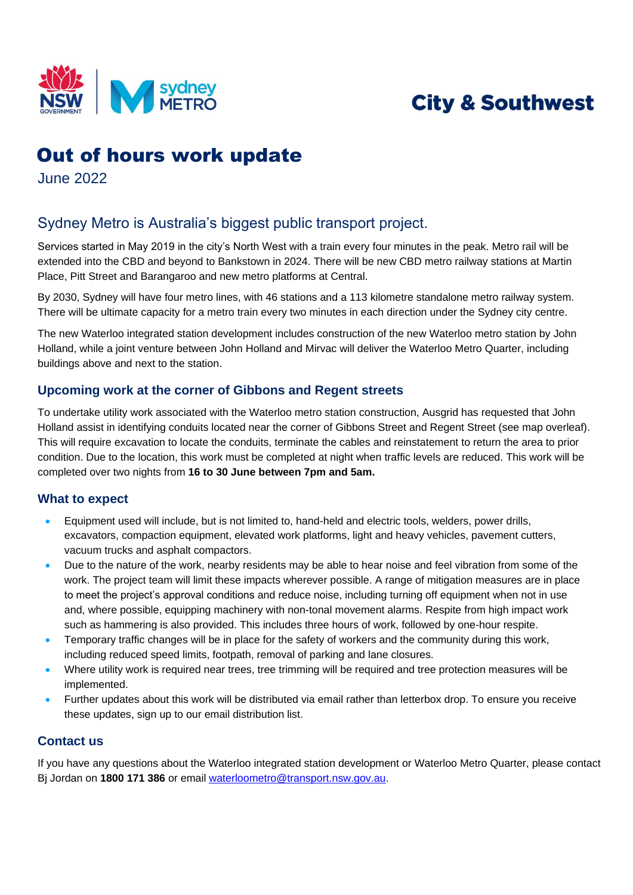City & Southwest

# Out of hours work update

June 2022

## Sydney Metro is Australia's biggest public transport project.

Services started in May 2019 in the city's North West with a train every four minutes in the peak. Metro rail will be extended into the CBD and beyond to Bankstown in 2024. There will be new CBD metro railway stations at Martin Place, Pitt Street and Barangaroo and new metro platforms at Central.

By 2030, Sydney will have four metro lines, with 46 stations and a 113 kilometre standalone metro railway system. There will be ultimate capacity for a metro train every two minutes in each direction under the Sydney city centre.

The new Waterloo integrated station development includes construction of the new Waterloo metro station by John Holland, while a joint venture between John Holland and Mirvac will deliver the Waterloo Metro Quarter, including buildings above and next to the station.

### Upcoming work at the corner of Gibbons and Regent streets

To undertake utility work associated with the Waterloo metro station construction, Ausgrid has requested that John Holland assist in identifying conduits located near the corner of Gibbons Street and Regent Street (see map overleaf). This will require excavation to locate the conduits, terminate the cables and reinstatement to return the area to prior condition. Due to the location, this work must be completed at night when traffic levels are reduced. This work will be completed over two nights from **16 to 30 June between 7pm and 5am.**

### What to expect

- Equipment used will include, but is not limited to, hand-held and electric tools, welders, power drills, excavators, compaction equipment, elevated work platforms, light and heavy vehicles, pavement cutters, vacuum trucks and asphalt compactors.
- Due to the nature of the work, nearby residents may be able to hear noise and feel vibration from some of the work. The project team will limit these impacts wherever possible. A range of mitigation measures are in place to meet the project's approval conditions and reduce noise, including turning off equipment when not in use and, where possible, equipping machinery with non-tonal movement alarms. Respite from high impact work such as hammering is also provided. This includes three hours of work, followed by one-hour respite.
- Temporary traffic changes will be in place for the safety of workers and the community during this work, including reduced speed limits, footpath, removal of parking and lane closures.
- Where utility work is required near trees, tree trimming will be required and tree protection measures will be implemented.
- Further updates about this work will be distributed via email rather than letterbox drop. To ensure you receive these updates, sign up to our email distribution list.

### Contact us

If you have any questions about the Waterloo integrated station development or Waterloo Metro Quarter, please contact Bj Jordan on **1800 171 386** or email waterloometro@transport.nsw.gov.au.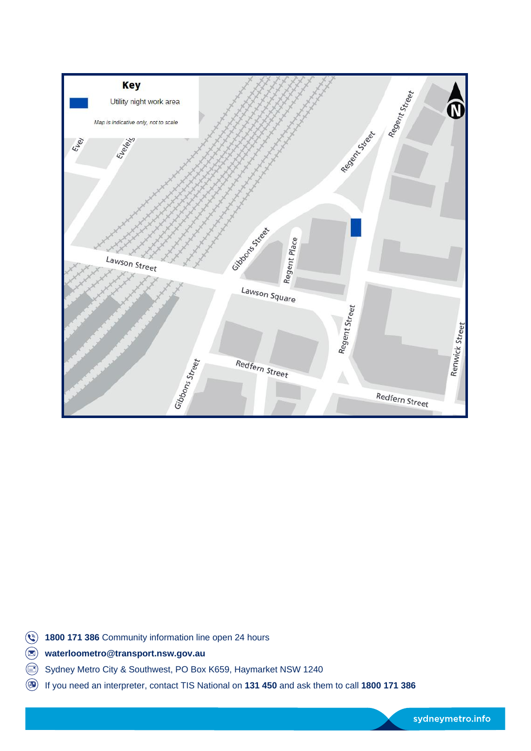**Key**

Utility night work area

*Map is indicative only, not to scale*

Evel
Eveleig
Regent Street
Regent Street
Gibbons Street
Regent Place
Lawson Street
Lawson Square
Regent Street
Gibbons Street
Redfern Street
Redfern Street
Renwick Street
N

**1800 171 386** Community information line open 24 hours

**waterloometro@transport.nsw.gov.au**

Sydney Metro City & Southwest, PO Box K659, Haymarket NSW 1240

If you need an interpreter, contact TIS National on **131 450** and ask them to call **1800 171 386**

sydneymetro.info